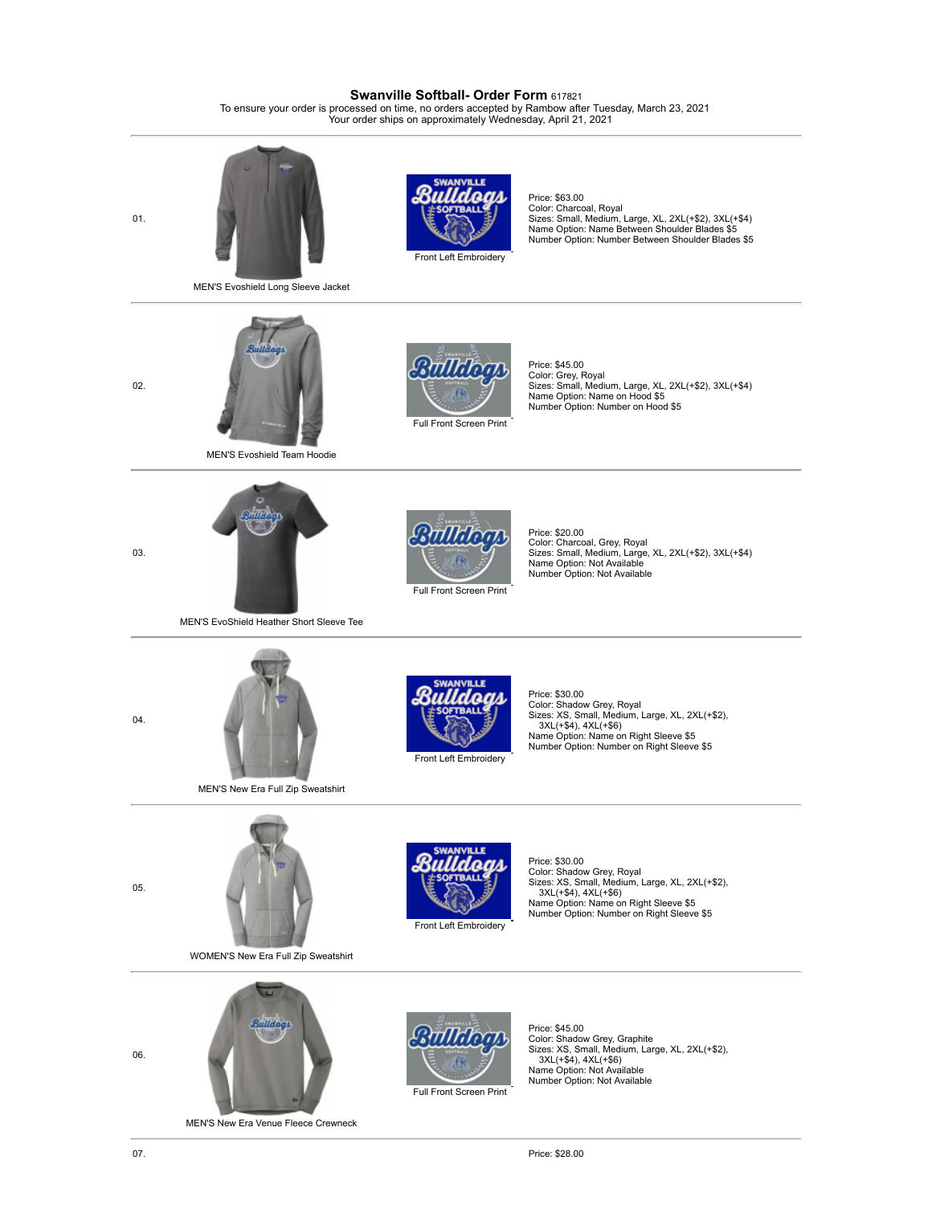# Swanville Softball- Order Form 617821

To ensure your order is processed on time, no orders accepted by Rambow after Tuesday, March 23, 2021
Your order ships on approximately Wednesday, April 21, 2021

---

**01.**

MEN'S Evoshield Long Sleeve Jacket

Front Left Embroidery

Price: $63.00
Color: Charcoal, Royal
Sizes: Small, Medium, Large, XL, 2XL(+$2), 3XL(+$4)
Name Option: Name Between Shoulder Blades $5
Number Option: Number Between Shoulder Blades $5

---

**02.**

MEN'S Evoshield Team Hoodie

Full Front Screen Print

Price: $45.00
Color: Grey, Royal
Sizes: Small, Medium, Large, XL, 2XL(+$2), 3XL(+$4)
Name Option: Name on Hood $5
Number Option: Number on Hood $5

---

**03.**

MEN'S EvoShield Heather Short Sleeve Tee

Full Front Screen Print

Price: $20.00
Color: Charcoal, Grey, Royal
Sizes: Small, Medium, Large, XL, 2XL(+$2), 3XL(+$4)
Name Option: Not Available
Number Option: Not Available

---

**04.**

MEN'S New Era Full Zip Sweatshirt

Front Left Embroidery

Price: $30.00
Color: Shadow Grey, Royal
Sizes: XS, Small, Medium, Large, XL, 2XL(+$2), 3XL(+$4), 4XL(+$6)
Name Option: Name on Right Sleeve $5
Number Option: Number on Right Sleeve $5

---

**05.**

WOMEN'S New Era Full Zip Sweatshirt

Front Left Embroidery

Price: $30.00
Color: Shadow Grey, Royal
Sizes: XS, Small, Medium, Large, XL, 2XL(+$2), 3XL(+$4), 4XL(+$6)
Name Option: Name on Right Sleeve $5
Number Option: Number on Right Sleeve $5

---

**06.**

MEN'S New Era Venue Fleece Crewneck

Full Front Screen Print

Price: $45.00
Color: Shadow Grey, Graphite
Sizes: XS, Small, Medium, Large, XL, 2XL(+$2), 3XL(+$4), 4XL(+$6)
Name Option: Not Available
Number Option: Not Available

---

**07.**

Price: $28.00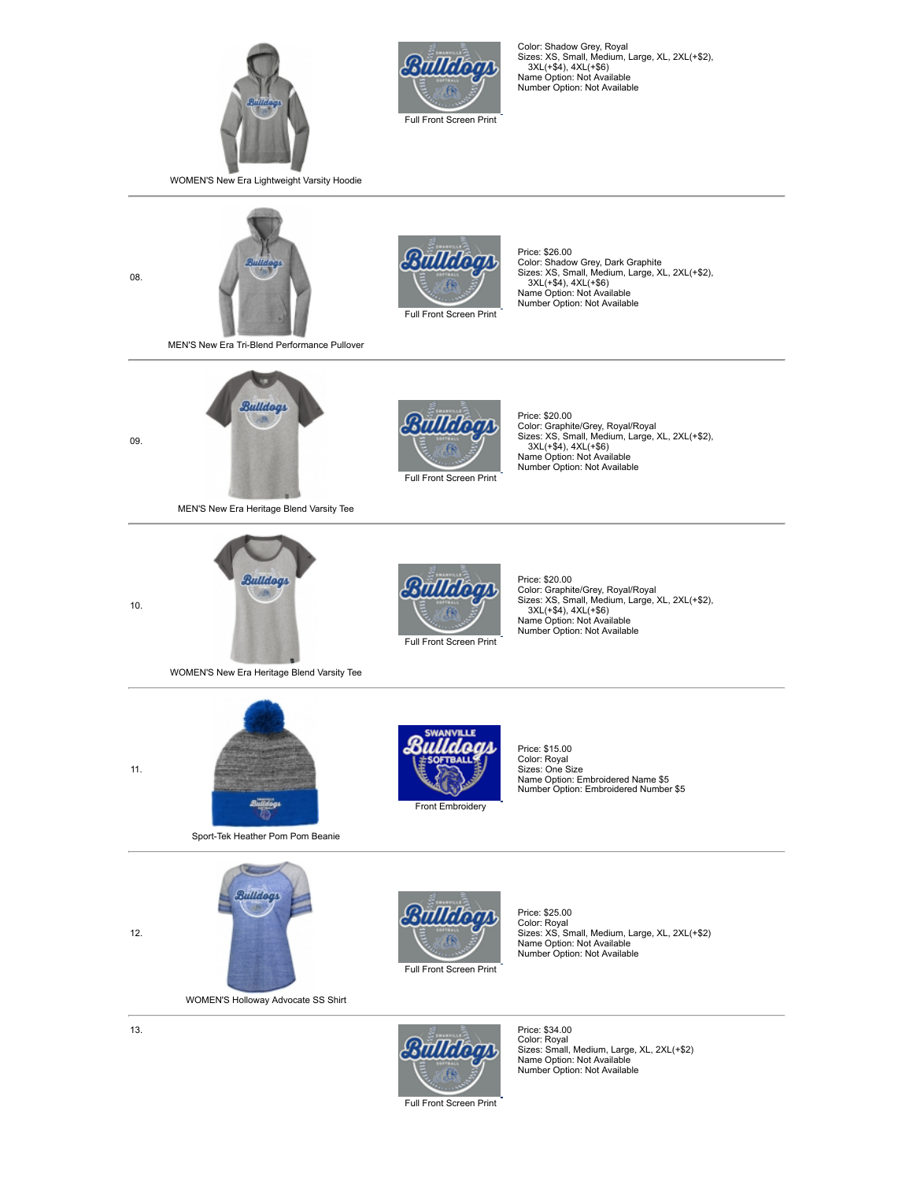WOMEN'S New Era Lightweight Varsity Hoodie

Full Front Screen Print

Color: Shadow Grey, Royal
Sizes: XS, Small, Medium, Large, XL, 2XL(+$2), 3XL(+$4), 4XL(+$6)
Name Option: Not Available
Number Option: Not Available

---

08.

MEN'S New Era Tri-Blend Performance Pullover

Full Front Screen Print

Price: $26.00
Color: Shadow Grey, Dark Graphite
Sizes: XS, Small, Medium, Large, XL, 2XL(+$2), 3XL(+$4), 4XL(+$6)
Name Option: Not Available
Number Option: Not Available

---

09.

MEN'S New Era Heritage Blend Varsity Tee

Full Front Screen Print

Price: $20.00
Color: Graphite/Grey, Royal/Royal
Sizes: XS, Small, Medium, Large, XL, 2XL(+$2), 3XL(+$4), 4XL(+$6)
Name Option: Not Available
Number Option: Not Available

---

10.

WOMEN'S New Era Heritage Blend Varsity Tee

Full Front Screen Print

Price: $20.00
Color: Graphite/Grey, Royal/Royal
Sizes: XS, Small, Medium, Large, XL, 2XL(+$2), 3XL(+$4), 4XL(+$6)
Name Option: Not Available
Number Option: Not Available

---

11.

Sport-Tek Heather Pom Pom Beanie

Front Embroidery

Price: $15.00
Color: Royal
Sizes: One Size
Name Option: Embroidered Name $5
Number Option: Embroidered Number $5

---

12.

WOMEN'S Holloway Advocate SS Shirt

Full Front Screen Print

Price: $25.00
Color: Royal
Sizes: XS, Small, Medium, Large, XL, 2XL(+$2)
Name Option: Not Available
Number Option: Not Available

---

13.

Full Front Screen Print

Price: $34.00
Color: Royal
Sizes: Small, Medium, Large, XL, 2XL(+$2)
Name Option: Not Available
Number Option: Not Available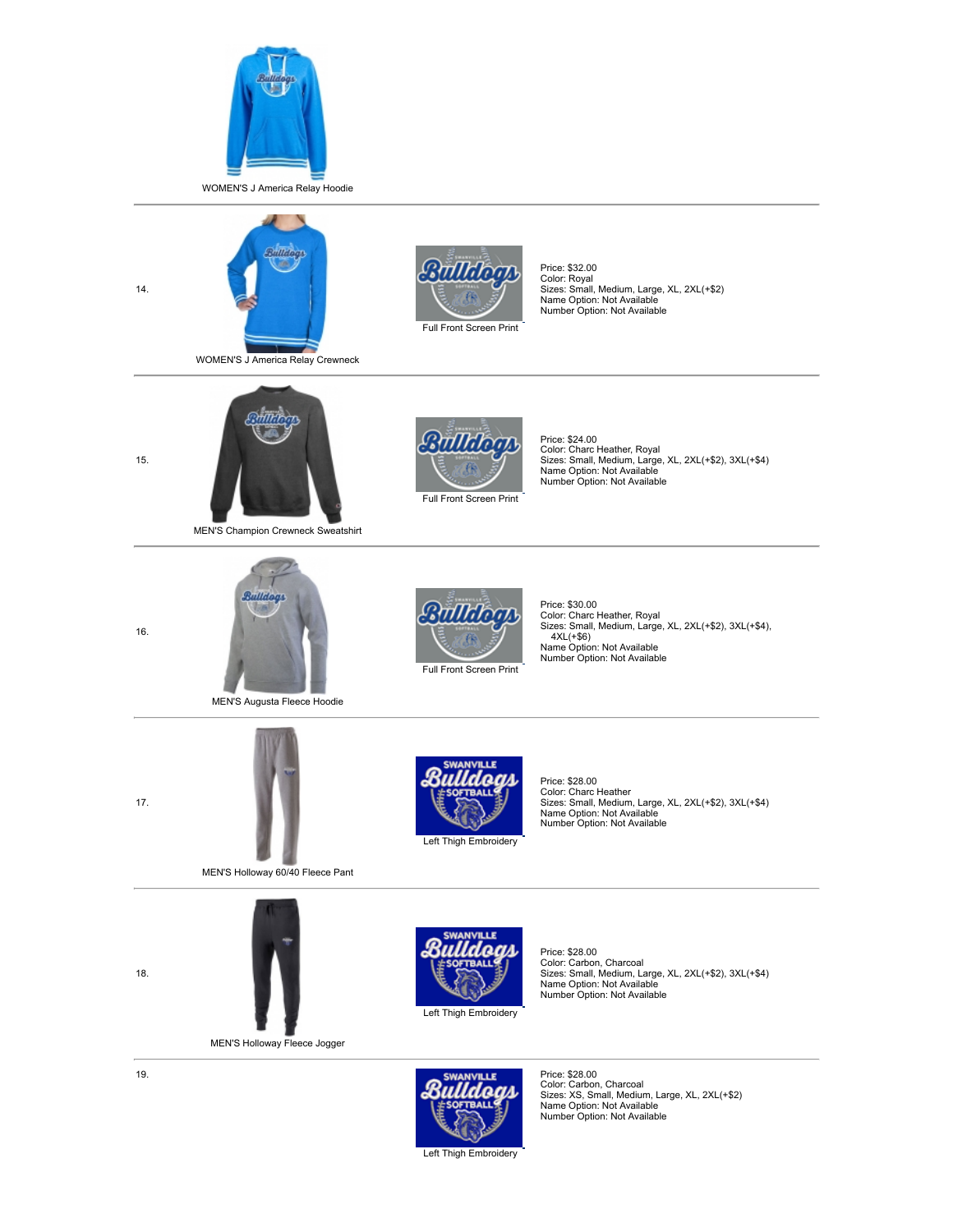WOMEN'S J America Relay Hoodie

---

14.

WOMEN'S J America Relay Crewneck

Full Front Screen Print

Price: $32.00
Color: Royal
Sizes: Small, Medium, Large, XL, 2XL(+$2)
Name Option: Not Available
Number Option: Not Available

---

15.

MEN'S Champion Crewneck Sweatshirt

Full Front Screen Print

Price: $24.00
Color: Charc Heather, Royal
Sizes: Small, Medium, Large, XL, 2XL(+$2), 3XL(+$4)
Name Option: Not Available
Number Option: Not Available

---

16.

MEN'S Augusta Fleece Hoodie

Full Front Screen Print

Price: $30.00
Color: Charc Heather, Royal
Sizes: Small, Medium, Large, XL, 2XL(+$2), 3XL(+$4), 4XL(+$6)
Name Option: Not Available
Number Option: Not Available

---

17.

MEN'S Holloway 60/40 Fleece Pant

Left Thigh Embroidery

Price: $28.00
Color: Charc Heather
Sizes: Small, Medium, Large, XL, 2XL(+$2), 3XL(+$4)
Name Option: Not Available
Number Option: Not Available

---

18.

MEN'S Holloway Fleece Jogger

Left Thigh Embroidery

Price: $28.00
Color: Carbon, Charcoal
Sizes: Small, Medium, Large, XL, 2XL(+$2), 3XL(+$4)
Name Option: Not Available
Number Option: Not Available

---

19.

Left Thigh Embroidery

Price: $28.00
Color: Carbon, Charcoal
Sizes: XS, Small, Medium, Large, XL, 2XL(+$2)
Name Option: Not Available
Number Option: Not Available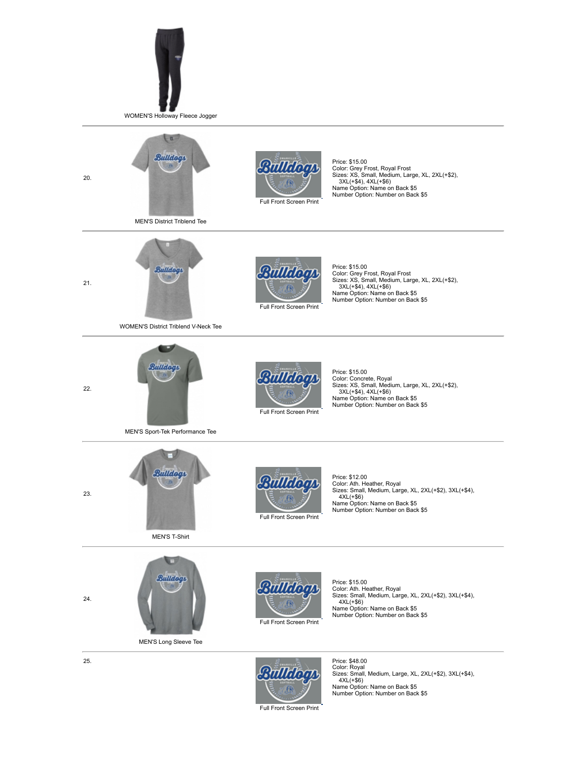WOMEN'S Holloway Fleece Jogger

---

20.

MEN'S District Triblend Tee

Full Front Screen Print

Price: $15.00
Color: Grey Frost, Royal Frost
Sizes: XS, Small, Medium, Large, XL, 2XL(+$2), 3XL(+$4), 4XL(+$6)
Name Option: Name on Back $5
Number Option: Number on Back $5

---

21.

WOMEN'S District Triblend V-Neck Tee

Full Front Screen Print

Price: $15.00
Color: Grey Frost, Royal Frost
Sizes: XS, Small, Medium, Large, XL, 2XL(+$2), 3XL(+$4), 4XL(+$6)
Name Option: Name on Back $5
Number Option: Number on Back $5

---

22.

MEN'S Sport-Tek Performance Tee

Full Front Screen Print

Price: $15.00
Color: Concrete, Royal
Sizes: XS, Small, Medium, Large, XL, 2XL(+$2), 3XL(+$4), 4XL(+$6)
Name Option: Name on Back $5
Number Option: Number on Back $5

---

23.

MEN'S T-Shirt

Full Front Screen Print

Price: $12.00
Color: Ath. Heather, Royal
Sizes: Small, Medium, Large, XL, 2XL(+$2), 3XL(+$4), 4XL(+$6)
Name Option: Name on Back $5
Number Option: Number on Back $5

---

24.

MEN'S Long Sleeve Tee

Full Front Screen Print

Price: $15.00
Color: Ath. Heather, Royal
Sizes: Small, Medium, Large, XL, 2XL(+$2), 3XL(+$4), 4XL(+$6)
Name Option: Name on Back $5
Number Option: Number on Back $5

---

25.

Full Front Screen Print

Price: $48.00
Color: Royal
Sizes: Small, Medium, Large, XL, 2XL(+$2), 3XL(+$4), 4XL(+$6)
Name Option: Name on Back $5
Number Option: Number on Back $5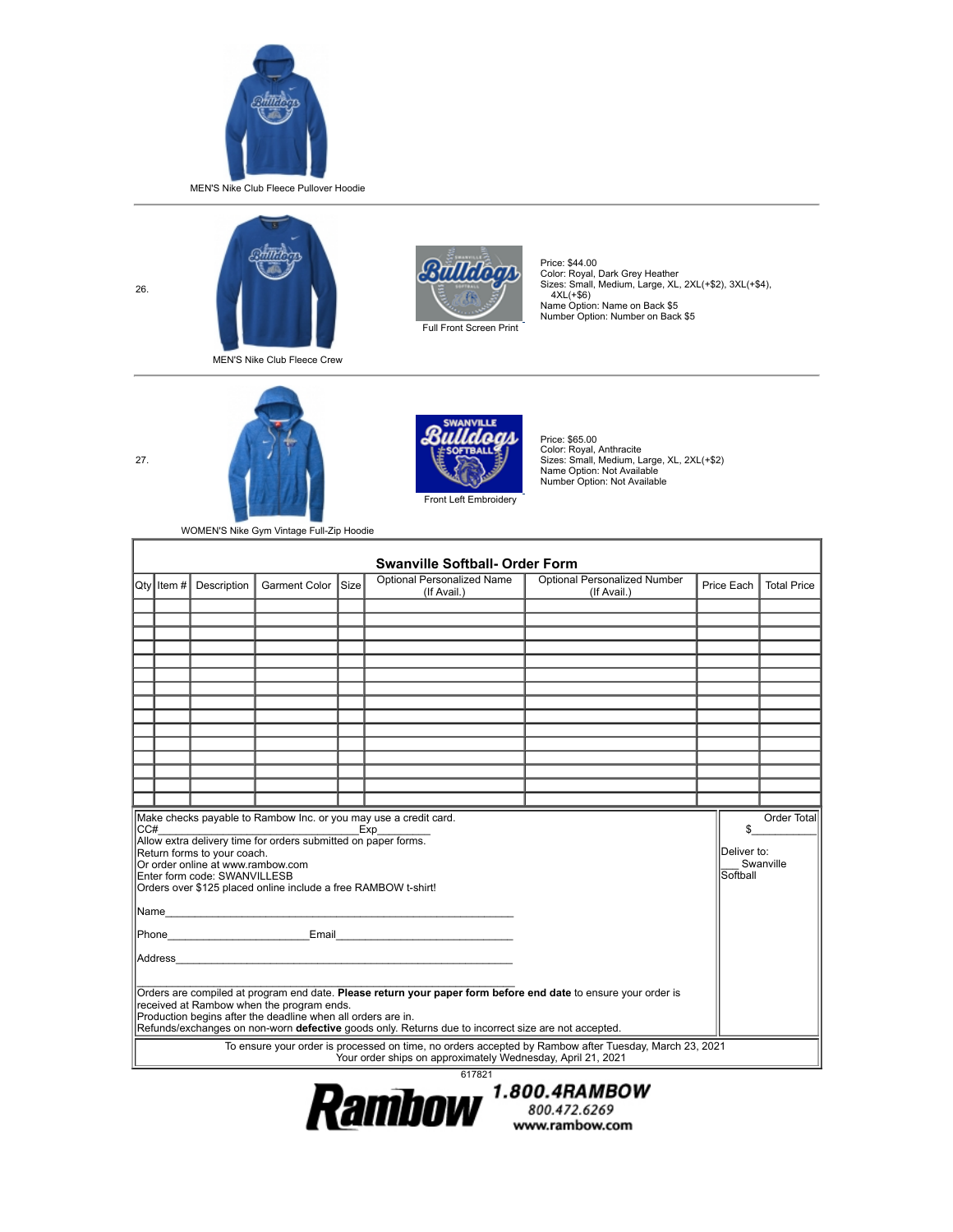MEN'S Nike Club Fleece Pullover Hoodie

26.

MEN'S Nike Club Fleece Crew

Full Front Screen Print

Price: $44.00
Color: Royal, Dark Grey Heather
Sizes: Small, Medium, Large, XL, 2XL(+$2), 3XL(+$4), 4XL(+$6)
Name Option: Name on Back $5
Number Option: Number on Back $5

27.

WOMEN'S Nike Gym Vintage Full-Zip Hoodie

Front Left Embroidery

Price: $65.00
Color: Royal, Anthracite
Sizes: Small, Medium, Large, XL, 2XL(+$2)
Name Option: Not Available
Number Option: Not Available

## Swanville Softball- Order Form

| Qty | Item # | Description | Garment Color | Size | Optional Personalized Name (If Avail.) | Optional Personalized Number (If Avail.) | Price Each | Total Price |
|---|---|---|---|---|---|---|---|---|
| | | | | | | | | |
| | | | | | | | | |
| | | | | | | | | |
| | | | | | | | | |
| | | | | | | | | |
| | | | | | | | | |
| | | | | | | | | |
| | | | | | | | | |
| | | | | | | | | |
| | | | | | | | | |
| | | | | | | | | |
| | | | | | | | | |
| | | | | | | | | |
| | | | | | | | | |
| | | | | | | | | |

Make checks payable to Rambow Inc. or you may use a credit card.
CC#_________________________________Exp_________
Allow extra delivery time for orders submitted on paper forms.
Return forms to your coach.
Or order online at www.rambow.com
Enter form code: SWANVILLESB
Orders over $125 placed online include a free RAMBOW t-shirt!

Name_____________________________________________________________

Phone_______________________Email_____________________________

Address___________________________________________________________

______________________________________________________________

Orders are compiled at program end date. **Please return your paper form before end date** to ensure your order is received at Rambow when the program ends.
Production begins after the deadline when all orders are in.
Refunds/exchanges on non-worn **defective** goods only. Returns due to incorrect size are not accepted.

Order Total
$__________

Deliver to:
___ Swanville Softball

To ensure your order is processed on time, no orders accepted by Rambow after Tuesday, March 23, 2021
Your order ships on approximately Wednesday, April 21, 2021

617821

Rambow 1.800.4RAMBOW 800.472.6269 www.rambow.com